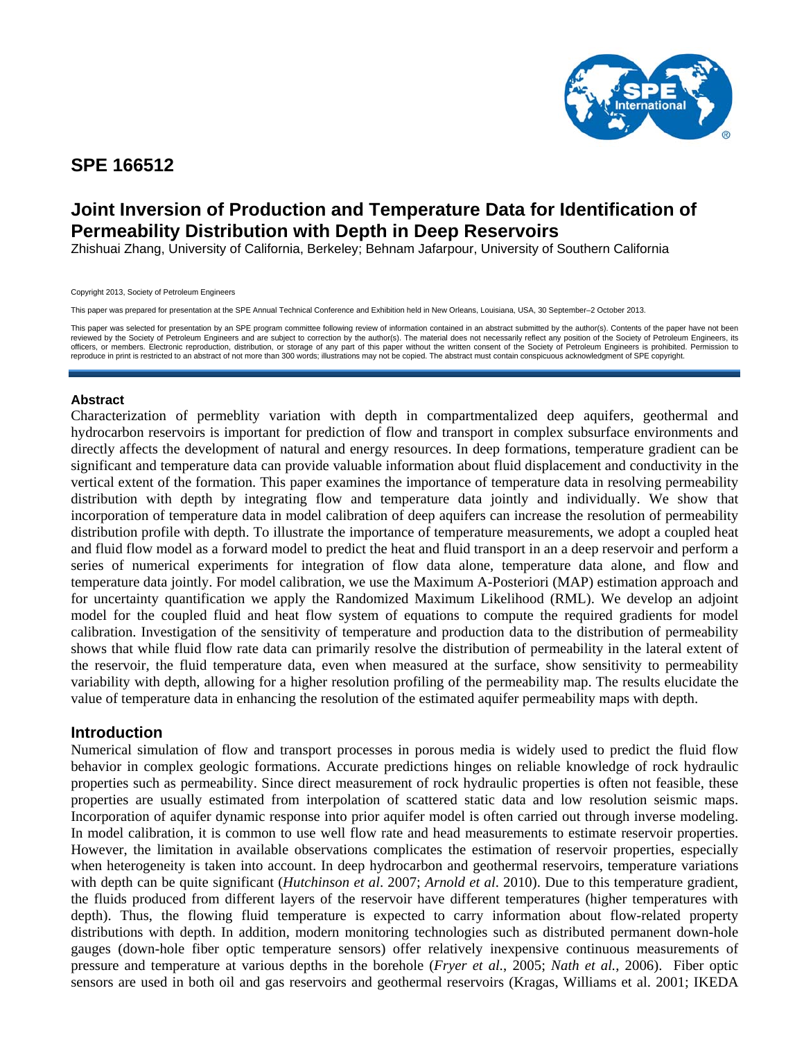# SPE 166512

# Joint Inversion of Production and Temperature Data for Identification of Permeability Distribution with Depth in Deep Reservoirs

Zhishuai Zhang, University of California, Berkeley; Behnam Jafarpour, University of Southern California

Copyright 2013, Society of Petroleum Engineers

This paper was prepared for presentation at the SPE Annual Technical Conference and Exhibition held in New Orleans, Louisiana, USA, 30 September–2 October 2013.

This paper was selected for presentation by an SPE program committee following review of information contained in an abstract submitted by the author(s). Contents of the paper have not been reviewed by the Society of Petroleum Engineers and are subject to correction by the author(s). The material does not necessarily reflect any position of the Society of Petroleum Engineers, its officers, or members. Electronic reproduction, distribution, or storage of any part of this paper without the written consent of the Society of Petroleum Engineers is prohibited. Permission to reproduce in print is restricted to an abstract of not more than 300 words; illustrations may not be copied. The abstract must contain conspicuous acknowledgment of SPE copyright.

## Abstract

Characterization of permeblity variation with depth in compartmentalized deep aquifers, geothermal and hydrocarbon reservoirs is important for prediction of flow and transport in complex subsurface environments and directly affects the development of natural and energy resources. In deep formations, temperature gradient can be significant and temperature data can provide valuable information about fluid displacement and conductivity in the vertical extent of the formation. This paper examines the importance of temperature data in resolving permeability distribution with depth by integrating flow and temperature data jointly and individually. We show that incorporation of temperature data in model calibration of deep aquifers can increase the resolution of permeability distribution profile with depth. To illustrate the importance of temperature measurements, we adopt a coupled heat and fluid flow model as a forward model to predict the heat and fluid transport in an a deep reservoir and perform a series of numerical experiments for integration of flow data alone, temperature data alone, and flow and temperature data jointly. For model calibration, we use the Maximum A-Posteriori (MAP) estimation approach and for uncertainty quantification we apply the Randomized Maximum Likelihood (RML). We develop an adjoint model for the coupled fluid and heat flow system of equations to compute the required gradients for model calibration. Investigation of the sensitivity of temperature and production data to the distribution of permeability shows that while fluid flow rate data can primarily resolve the distribution of permeability in the lateral extent of the reservoir, the fluid temperature data, even when measured at the surface, show sensitivity to permeability variability with depth, allowing for a higher resolution profiling of the permeability map. The results elucidate the value of temperature data in enhancing the resolution of the estimated aquifer permeability maps with depth.

## Introduction

Numerical simulation of flow and transport processes in porous media is widely used to predict the fluid flow behavior in complex geologic formations. Accurate predictions hinges on reliable knowledge of rock hydraulic properties such as permeability. Since direct measurement of rock hydraulic properties is often not feasible, these properties are usually estimated from interpolation of scattered static data and low resolution seismic maps. Incorporation of aquifer dynamic response into prior aquifer model is often carried out through inverse modeling. In model calibration, it is common to use well flow rate and head measurements to estimate reservoir properties. However, the limitation in available observations complicates the estimation of reservoir properties, especially when heterogeneity is taken into account. In deep hydrocarbon and geothermal reservoirs, temperature variations with depth can be quite significant (*Hutchinson et al*. 2007; *Arnold et al*. 2010). Due to this temperature gradient, the fluids produced from different layers of the reservoir have different temperatures (higher temperatures with depth). Thus, the flowing fluid temperature is expected to carry information about flow-related property distributions with depth. In addition, modern monitoring technologies such as distributed permanent down-hole gauges (down-hole fiber optic temperature sensors) offer relatively inexpensive continuous measurements of pressure and temperature at various depths in the borehole (*Fryer et al.*, 2005; *Nath et al.*, 2006). Fiber optic sensors are used in both oil and gas reservoirs and geothermal reservoirs (Kragas, Williams et al. 2001; IKEDA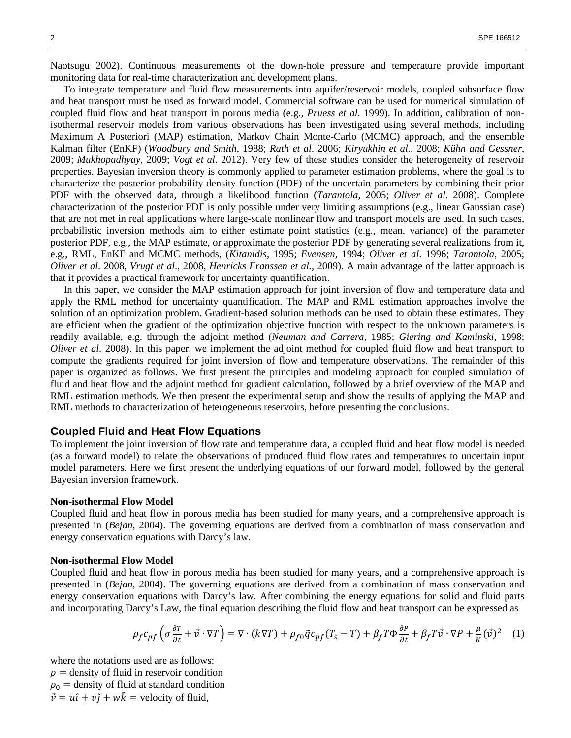Naotsugu 2002). Continuous measurements of the down-hole pressure and temperature provide important monitoring data for real-time characterization and development plans.

To integrate temperature and fluid flow measurements into aquifer/reservoir models, coupled subsurface flow and heat transport must be used as forward model. Commercial software can be used for numerical simulation of coupled fluid flow and heat transport in porous media (e.g., *Pruess et al.* 1999). In addition, calibration of non-isothermal reservoir models from various observations has been investigated using several methods, including Maximum A Posteriori (MAP) estimation, Markov Chain Monte-Carlo (MCMC) approach, and the ensemble Kalman filter (EnKF) (*Woodbury and Smith*, 1988; *Rath et al*. 2006; *Kiryukhin et al*., 2008; *Kühn and Gessner*, 2009; *Mukhopadhyay*, 2009; *Vogt et al*. 2012). Very few of these studies consider the heterogeneity of reservoir properties. Bayesian inversion theory is commonly applied to parameter estimation problems, where the goal is to characterize the posterior probability density function (PDF) of the uncertain parameters by combining their prior PDF with the observed data, through a likelihood function (*Tarantola*, 2005; *Oliver et al*. 2008). Complete characterization of the posterior PDF is only possible under very limiting assumptions (e.g., linear Gaussian case) that are not met in real applications where large-scale nonlinear flow and transport models are used. In such cases, probabilistic inversion methods aim to either estimate point statistics (e.g., mean, variance) of the parameter posterior PDF, e.g., the MAP estimate, or approximate the posterior PDF by generating several realizations from it, e.g., RML, EnKF and MCMC methods, (*Kitanidis*, 1995; *Evensen*, 1994; *Oliver et al*. 1996; *Tarantola*, 2005; *Oliver et al*. 2008, *Vrugt et al*., 2008, *Henricks Franssen et al.*, 2009). A main advantage of the latter approach is that it provides a practical framework for uncertainty quantification.

In this paper, we consider the MAP estimation approach for joint inversion of flow and temperature data and apply the RML method for uncertainty quantification. The MAP and RML estimation approaches involve the solution of an optimization problem. Gradient-based solution methods can be used to obtain these estimates. They are efficient when the gradient of the optimization objective function with respect to the unknown parameters is readily available, e.g. through the adjoint method (*Neuman and Carrera*, 1985; *Giering and Kaminski*, 1998; *Oliver et al*. 2008). In this paper, we implement the adjoint method for coupled fluid flow and heat transport to compute the gradients required for joint inversion of flow and temperature observations. The remainder of this paper is organized as follows. We first present the principles and modeling approach for coupled simulation of fluid and heat flow and the adjoint method for gradient calculation, followed by a brief overview of the MAP and RML estimation methods. We then present the experimental setup and show the results of applying the MAP and RML methods to characterization of heterogeneous reservoirs, before presenting the conclusions.

## Coupled Fluid and Heat Flow Equations

To implement the joint inversion of flow rate and temperature data, a coupled fluid and heat flow model is needed (as a forward model) to relate the observations of produced fluid flow rates and temperatures to uncertain input model parameters. Here we first present the underlying equations of our forward model, followed by the general Bayesian inversion framework.

### Non-isothermal Flow Model

Coupled fluid and heat flow in porous media has been studied for many years, and a comprehensive approach is presented in (*Bejan*, 2004). The governing equations are derived from a combination of mass conservation and energy conservation equations with Darcy's law.

### Non-isothermal Flow Model

Coupled fluid and heat flow in porous media has been studied for many years, and a comprehensive approach is presented in (*Bejan*, 2004). The governing equations are derived from a combination of mass conservation and energy conservation equations with Darcy's Law. After combining the energy equations for solid and fluid parts and incorporating Darcy's Law, the final equation describing the fluid flow and heat transport can be expressed as

$$\rho_f c_{pf}\left(\sigma\frac{\partial T}{\partial t}+\vec{v}\cdot\nabla T\right)=\nabla\cdot(k\nabla T)+\rho_{f0}\tilde{q}c_{pf}(T_s-T)+\beta_f T\Phi\frac{\partial P}{\partial t}+\beta_f T\vec{v}\cdot\nabla P+\frac{\mu}{K}(\vec{v})^2 \quad (1)$$

where the notations used are as follows:

$\rho$ = density of fluid in reservoir condition

$\rho_0$ = density of fluid at standard condition

$\vec{v}=u\hat{\imath}+v\hat{\jmath}+w\hat{k}$ = velocity of fluid,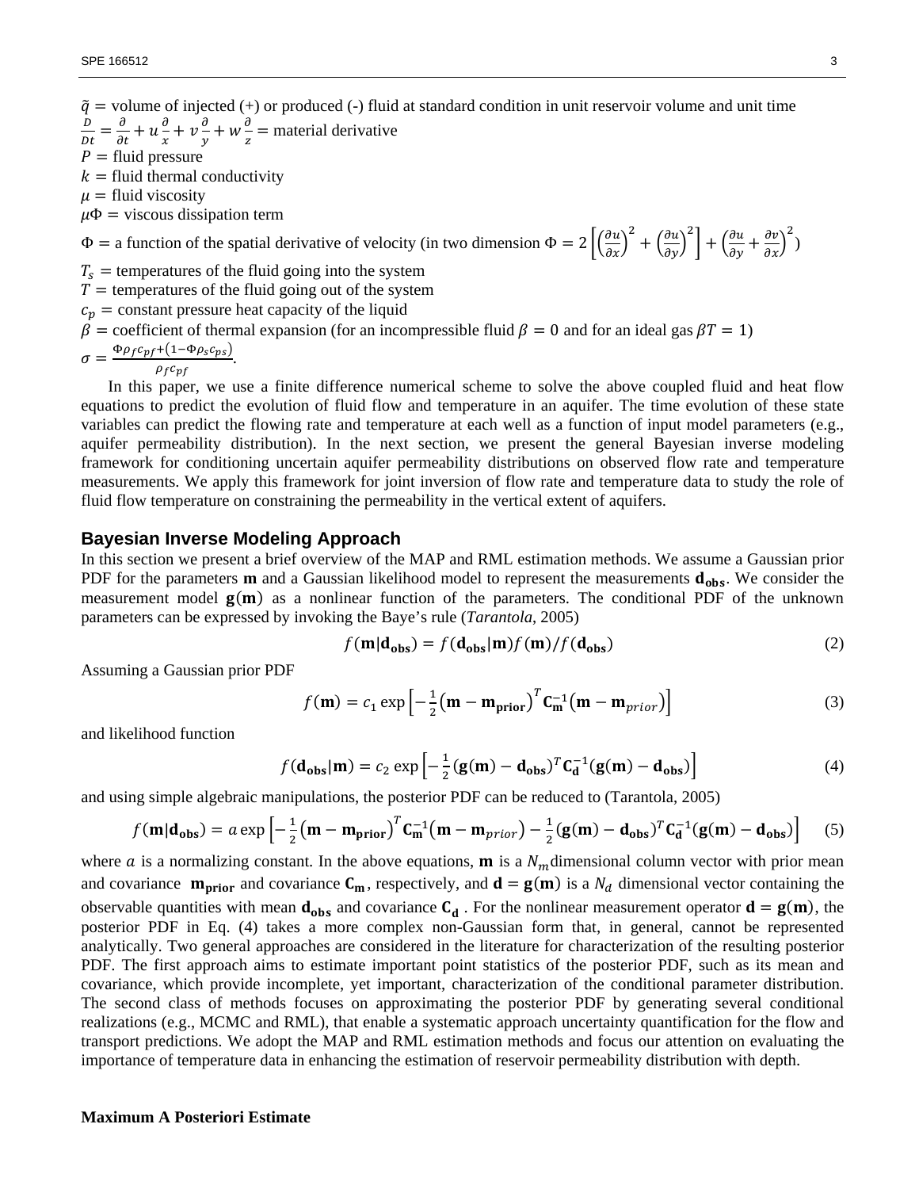$\tilde{q}$ = volume of injected (+) or produced (-) fluid at standard condition in unit reservoir volume and unit time

$\frac{D}{Dt} = \frac{\partial}{\partial t} + u\frac{\partial}{x} + v\frac{\partial}{y} + w\frac{\partial}{z}$ = material derivative

$P$ = fluid pressure

$k$ = fluid thermal conductivity

$\mu$ = fluid viscosity

$\mu\Phi$ = viscous dissipation term

$\Phi$ = a function of the spatial derivative of velocity (in two dimension $\Phi = 2\left[\left(\frac{\partial u}{\partial x}\right)^2 + \left(\frac{\partial u}{\partial y}\right)^2\right] + \left(\frac{\partial u}{\partial y} + \frac{\partial v}{\partial x}\right)^2$)

$T_s$ = temperatures of the fluid going into the system

$T$ = temperatures of the fluid going out of the system

$c_p$ = constant pressure heat capacity of the liquid

$\beta$ = coefficient of thermal expansion (for an incompressible fluid $\beta = 0$ and for an ideal gas $\beta T = 1$)

$\sigma = \frac{\Phi\rho_f c_{pf} + (1-\Phi\rho_s c_{ps})}{\rho_f c_{pf}}$.

In this paper, we use a finite difference numerical scheme to solve the above coupled fluid and heat flow equations to predict the evolution of fluid flow and temperature in an aquifer. The time evolution of these state variables can predict the flowing rate and temperature at each well as a function of input model parameters (e.g., aquifer permeability distribution). In the next section, we present the general Bayesian inverse modeling framework for conditioning uncertain aquifer permeability distributions on observed flow rate and temperature measurements. We apply this framework for joint inversion of flow rate and temperature data to study the role of fluid flow temperature on constraining the permeability in the vertical extent of aquifers.

## Bayesian Inverse Modeling Approach

In this section we present a brief overview of the MAP and RML estimation methods. We assume a Gaussian prior PDF for the parameters **m** and a Gaussian likelihood model to represent the measurements $\mathbf{d_{obs}}$. We consider the measurement model $\mathbf{g}(\mathbf{m})$ as a nonlinear function of the parameters. The conditional PDF of the unknown parameters can be expressed by invoking the Baye's rule (*Tarantola*, 2005)

$$f(\mathbf{m}|\mathbf{d_{obs}}) = f(\mathbf{d_{obs}}|\mathbf{m})f(\mathbf{m})/f(\mathbf{d_{obs}}) \tag{2}$$

Assuming a Gaussian prior PDF

$$f(\mathbf{m}) = c_1 \exp\left[-\frac{1}{2}\left(\mathbf{m} - \mathbf{m_{prior}}\right)^T \mathbf{C_m^{-1}}\left(\mathbf{m} - \mathbf{m}_{prior}\right)\right] \tag{3}$$

and likelihood function

$$f(\mathbf{d_{obs}}|\mathbf{m}) = c_2 \exp\left[-\frac{1}{2}(\mathbf{g}(\mathbf{m}) - \mathbf{d_{obs}})^T \mathbf{C_d^{-1}}(\mathbf{g}(\mathbf{m}) - \mathbf{d_{obs}})\right] \tag{4}$$

and using simple algebraic manipulations, the posterior PDF can be reduced to (Tarantola, 2005)

$$f(\mathbf{m}|\mathbf{d_{obs}}) = a \exp\left[-\frac{1}{2}\left(\mathbf{m} - \mathbf{m_{prior}}\right)^T \mathbf{C_m^{-1}}\left(\mathbf{m} - \mathbf{m}_{prior}\right) - \frac{1}{2}(\mathbf{g}(\mathbf{m}) - \mathbf{d_{obs}})^T \mathbf{C_d^{-1}}(\mathbf{g}(\mathbf{m}) - \mathbf{d_{obs}})\right] \tag{5}$$

where $a$ is a normalizing constant. In the above equations, **m** is a $N_m$dimensional column vector with prior mean and covariance $\mathbf{m_{prior}}$ and covariance $\mathbf{C_m}$, respectively, and $\mathbf{d} = \mathbf{g}(\mathbf{m})$ is a $N_d$ dimensional vector containing the observable quantities with mean $\mathbf{d_{obs}}$ and covariance $\mathbf{C_d}$ . For the nonlinear measurement operator $\mathbf{d} = \mathbf{g}(\mathbf{m})$, the posterior PDF in Eq. (4) takes a more complex non-Gaussian form that, in general, cannot be represented analytically. Two general approaches are considered in the literature for characterization of the resulting posterior PDF. The first approach aims to estimate important point statistics of the posterior PDF, such as its mean and covariance, which provide incomplete, yet important, characterization of the conditional parameter distribution. The second class of methods focuses on approximating the posterior PDF by generating several conditional realizations (e.g., MCMC and RML), that enable a systematic approach uncertainty quantification for the flow and transport predictions. We adopt the MAP and RML estimation methods and focus our attention on evaluating the importance of temperature data in enhancing the estimation of reservoir permeability distribution with depth.

**Maximum A Posteriori Estimate**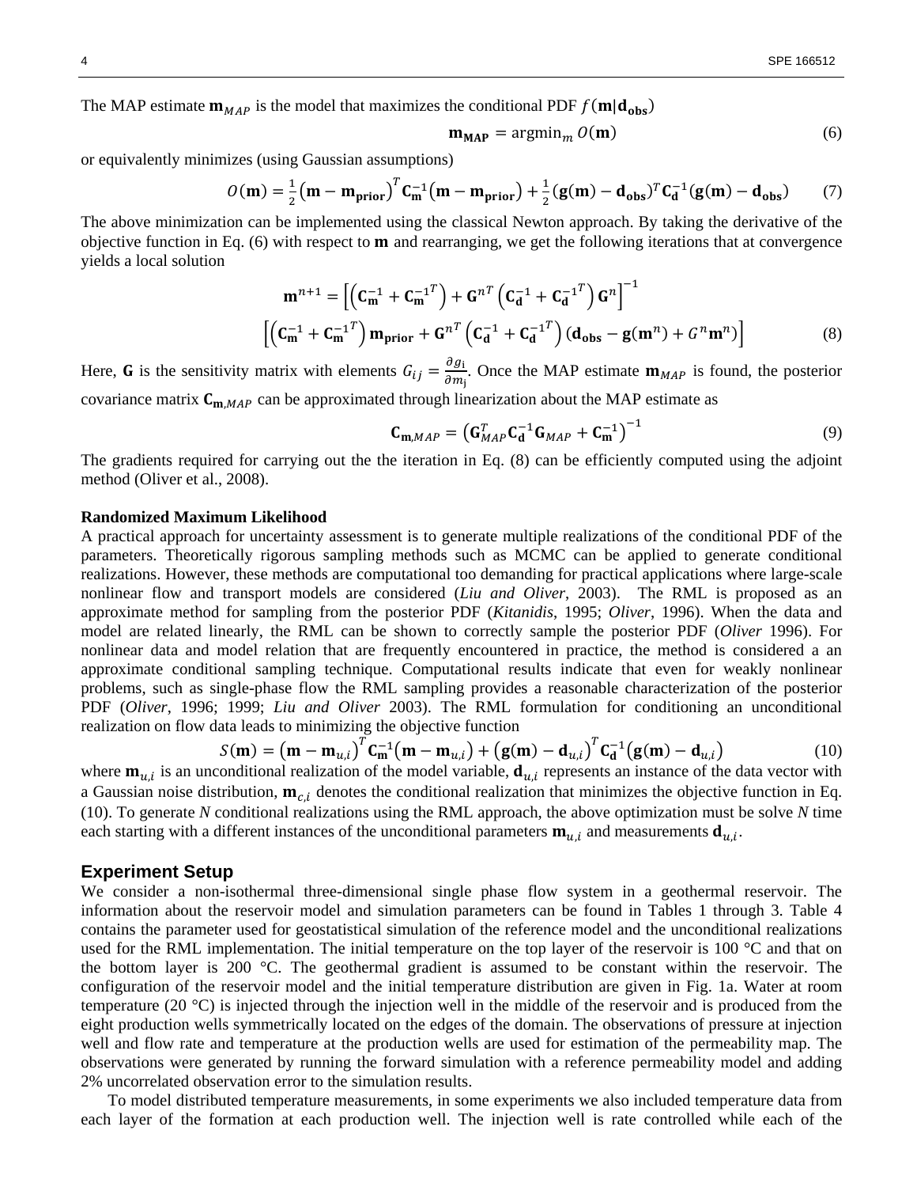The MAP estimate $\mathbf{m}_{MAP}$ is the model that maximizes the conditional PDF $f(\mathbf{m}|\mathbf{d_{obs}})$

$$\mathbf{m_{MAP}} = \text{argmin}_m \, O(\mathbf{m}) \tag{6}$$

or equivalently minimizes (using Gaussian assumptions)

$$O(\mathbf{m}) = \frac{1}{2}\left(\mathbf{m} - \mathbf{m_{prior}}\right)^T \mathbf{C_m^{-1}}\left(\mathbf{m} - \mathbf{m_{prior}}\right) + \frac{1}{2}\left(\mathbf{g(m)} - \mathbf{d_{obs}}\right)^T \mathbf{C_d^{-1}}\left(\mathbf{g(m)} - \mathbf{d_{obs}}\right) \tag{7}$$

The above minimization can be implemented using the classical Newton approach. By taking the derivative of the objective function in Eq. (6) with respect to $\mathbf{m}$ and rearranging, we get the following iterations that at convergence yields a local solution

$$\mathbf{m}^{n+1} = \left[\left(\mathbf{C_m^{-1}} + \mathbf{C_m^{-1}}^T\right) + \mathbf{G}^{n^T}\left(\mathbf{C_d^{-1}} + \mathbf{C_d^{-1}}^T\right)\mathbf{G}^n\right]^{-1}$$

$$\left[\left(\mathbf{C_m^{-1}} + \mathbf{C_m^{-1}}^T\right)\mathbf{m_{prior}} + \mathbf{G}^{n^T}\left(\mathbf{C_d^{-1}} + \mathbf{C_d^{-1}}^T\right)\left(\mathbf{d_{obs}} - \mathbf{g}(\mathbf{m}^n) + G^n\mathbf{m}^n\right)\right] \tag{8}$$

Here, $\mathbf{G}$ is the sensitivity matrix with elements $G_{ij} = \frac{\partial g_i}{\partial m_j}$. Once the MAP estimate $\mathbf{m}_{MAP}$ is found, the posterior covariance matrix $\mathbf{C}_{\mathbf{m},MAP}$ can be approximated through linearization about the MAP estimate as

$$\mathbf{C}_{\mathbf{m},MAP} = \left(\mathbf{G}_{MAP}^T \mathbf{C_d^{-1}} \mathbf{G}_{MAP} + \mathbf{C_m^{-1}}\right)^{-1} \tag{9}$$

The gradients required for carrying out the the iteration in Eq. (8) can be efficiently computed using the adjoint method (Oliver et al., 2008).

**Randomized Maximum Likelihood**

A practical approach for uncertainty assessment is to generate multiple realizations of the conditional PDF of the parameters. Theoretically rigorous sampling methods such as MCMC can be applied to generate conditional realizations. However, these methods are computational too demanding for practical applications where large-scale nonlinear flow and transport models are considered (*Liu and Oliver*, 2003). The RML is proposed as an approximate method for sampling from the posterior PDF (*Kitanidis*, 1995; *Oliver*, 1996). When the data and model are related linearly, the RML can be shown to correctly sample the posterior PDF (*Oliver* 1996). For nonlinear data and model relation that are frequently encountered in practice, the method is considered a an approximate conditional sampling technique. Computational results indicate that even for weakly nonlinear problems, such as single-phase flow the RML sampling provides a reasonable characterization of the posterior PDF (*Oliver*, 1996; 1999; *Liu and Oliver* 2003). The RML formulation for conditioning an unconditional realization on flow data leads to minimizing the objective function

$$S(\mathbf{m}) = \left(\mathbf{m} - \mathbf{m}_{u,i}\right)^T \mathbf{C_m^{-1}}\left(\mathbf{m} - \mathbf{m}_{u,i}\right) + \left(\mathbf{g(m)} - \mathbf{d}_{u,i}\right)^T \mathbf{C_d^{-1}}\left(\mathbf{g(m)} - \mathbf{d}_{u,i}\right) \tag{10}$$

where $\mathbf{m}_{u,i}$ is an unconditional realization of the model variable, $\mathbf{d}_{u,i}$ represents an instance of the data vector with a Gaussian noise distribution, $\mathbf{m}_{c,i}$ denotes the conditional realization that minimizes the objective function in Eq. (10). To generate *N* conditional realizations using the RML approach, the above optimization must be solve *N* time each starting with a different instances of the unconditional parameters $\mathbf{m}_{u,i}$ and measurements $\mathbf{d}_{u,i}$.

## Experiment Setup

We consider a non-isothermal three-dimensional single phase flow system in a geothermal reservoir. The information about the reservoir model and simulation parameters can be found in Tables 1 through 3. Table 4 contains the parameter used for geostatistical simulation of the reference model and the unconditional realizations used for the RML implementation. The initial temperature on the top layer of the reservoir is 100 °C and that on the bottom layer is 200 °C. The geothermal gradient is assumed to be constant within the reservoir. The configuration of the reservoir model and the initial temperature distribution are given in Fig. 1a. Water at room temperature (20 °C) is injected through the injection well in the middle of the reservoir and is produced from the eight production wells symmetrically located on the edges of the domain. The observations of pressure at injection well and flow rate and temperature at the production wells are used for estimation of the permeability map. The observations were generated by running the forward simulation with a reference permeability model and adding 2% uncorrelated observation error to the simulation results.

To model distributed temperature measurements, in some experiments we also included temperature data from each layer of the formation at each production well. The injection well is rate controlled while each of the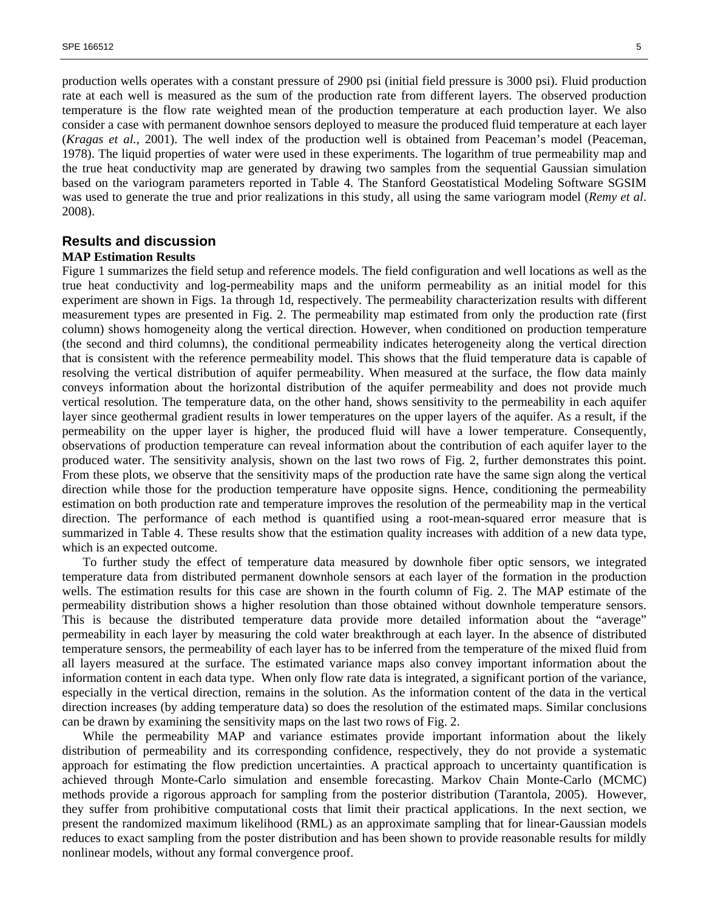production wells operates with a constant pressure of 2900 psi (initial field pressure is 3000 psi). Fluid production rate at each well is measured as the sum of the production rate from different layers. The observed production temperature is the flow rate weighted mean of the production temperature at each production layer. We also consider a case with permanent downhoe sensors deployed to measure the produced fluid temperature at each layer (*Kragas et al.*, 2001). The well index of the production well is obtained from Peaceman's model (Peaceman, 1978). The liquid properties of water were used in these experiments. The logarithm of true permeability map and the true heat conductivity map are generated by drawing two samples from the sequential Gaussian simulation based on the variogram parameters reported in Table 4. The Stanford Geostatistical Modeling Software SGSIM was used to generate the true and prior realizations in this study, all using the same variogram model (*Remy et al*. 2008).

## Results and discussion

### MAP Estimation Results

Figure 1 summarizes the field setup and reference models. The field configuration and well locations as well as the true heat conductivity and log-permeability maps and the uniform permeability as an initial model for this experiment are shown in Figs. 1a through 1d, respectively. The permeability characterization results with different measurement types are presented in Fig. 2. The permeability map estimated from only the production rate (first column) shows homogeneity along the vertical direction. However, when conditioned on production temperature (the second and third columns), the conditional permeability indicates heterogeneity along the vertical direction that is consistent with the reference permeability model. This shows that the fluid temperature data is capable of resolving the vertical distribution of aquifer permeability. When measured at the surface, the flow data mainly conveys information about the horizontal distribution of the aquifer permeability and does not provide much vertical resolution. The temperature data, on the other hand, shows sensitivity to the permeability in each aquifer layer since geothermal gradient results in lower temperatures on the upper layers of the aquifer. As a result, if the permeability on the upper layer is higher, the produced fluid will have a lower temperature. Consequently, observations of production temperature can reveal information about the contribution of each aquifer layer to the produced water. The sensitivity analysis, shown on the last two rows of Fig. 2, further demonstrates this point. From these plots, we observe that the sensitivity maps of the production rate have the same sign along the vertical direction while those for the production temperature have opposite signs. Hence, conditioning the permeability estimation on both production rate and temperature improves the resolution of the permeability map in the vertical direction. The performance of each method is quantified using a root-mean-squared error measure that is summarized in Table 4. These results show that the estimation quality increases with addition of a new data type, which is an expected outcome.

To further study the effect of temperature data measured by downhole fiber optic sensors, we integrated temperature data from distributed permanent downhole sensors at each layer of the formation in the production wells. The estimation results for this case are shown in the fourth column of Fig. 2. The MAP estimate of the permeability distribution shows a higher resolution than those obtained without downhole temperature sensors. This is because the distributed temperature data provide more detailed information about the "average" permeability in each layer by measuring the cold water breakthrough at each layer. In the absence of distributed temperature sensors, the permeability of each layer has to be inferred from the temperature of the mixed fluid from all layers measured at the surface. The estimated variance maps also convey important information about the information content in each data type. When only flow rate data is integrated, a significant portion of the variance, especially in the vertical direction, remains in the solution. As the information content of the data in the vertical direction increases (by adding temperature data) so does the resolution of the estimated maps. Similar conclusions can be drawn by examining the sensitivity maps on the last two rows of Fig. 2.

While the permeability MAP and variance estimates provide important information about the likely distribution of permeability and its corresponding confidence, respectively, they do not provide a systematic approach for estimating the flow prediction uncertainties. A practical approach to uncertainty quantification is achieved through Monte-Carlo simulation and ensemble forecasting. Markov Chain Monte-Carlo (MCMC) methods provide a rigorous approach for sampling from the posterior distribution (Tarantola, 2005). However, they suffer from prohibitive computational costs that limit their practical applications. In the next section, we present the randomized maximum likelihood (RML) as an approximate sampling that for linear-Gaussian models reduces to exact sampling from the poster distribution and has been shown to provide reasonable results for mildly nonlinear models, without any formal convergence proof.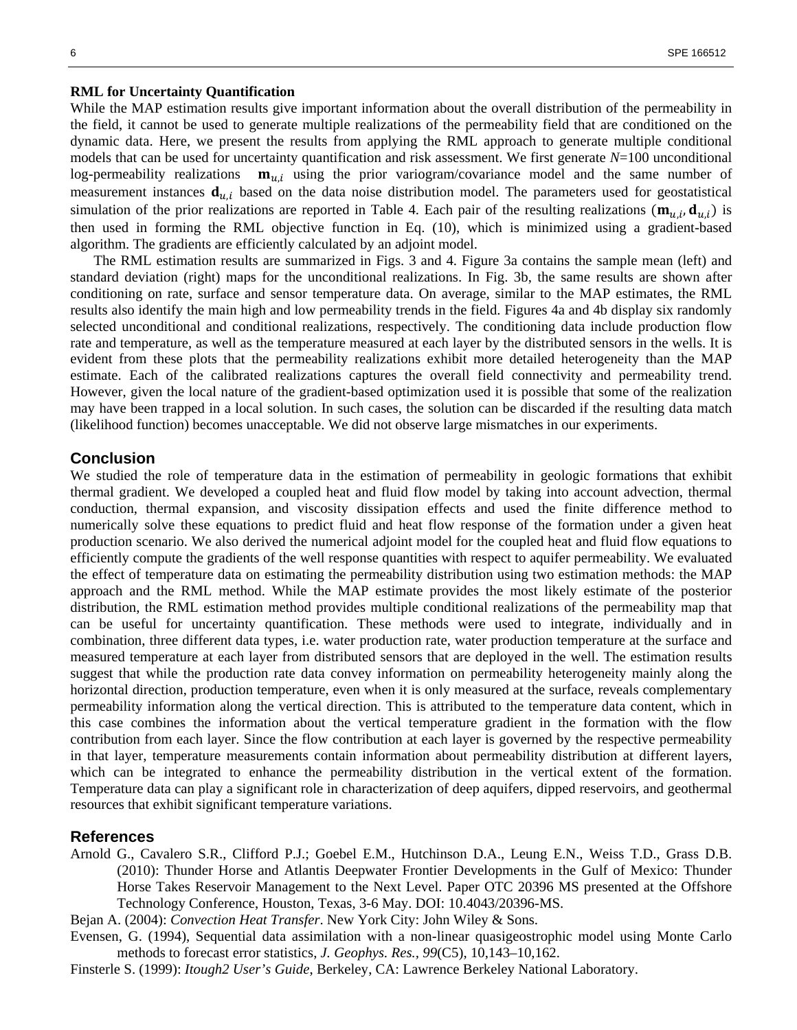**RML for Uncertainty Quantification**

While the MAP estimation results give important information about the overall distribution of the permeability in the field, it cannot be used to generate multiple realizations of the permeability field that are conditioned on the dynamic data. Here, we present the results from applying the RML approach to generate multiple conditional models that can be used for uncertainty quantification and risk assessment. We first generate $N$=100 unconditional log-permeability realizations $\mathbf{m}_{u,i}$ using the prior variogram/covariance model and the same number of measurement instances $\mathbf{d}_{u,i}$ based on the data noise distribution model. The parameters used for geostatistical simulation of the prior realizations are reported in Table 4. Each pair of the resulting realizations $(\mathbf{m}_{u,i}, \mathbf{d}_{u,i})$ is then used in forming the RML objective function in Eq. (10), which is minimized using a gradient-based algorithm. The gradients are efficiently calculated by an adjoint model.

The RML estimation results are summarized in Figs. 3 and 4. Figure 3a contains the sample mean (left) and standard deviation (right) maps for the unconditional realizations. In Fig. 3b, the same results are shown after conditioning on rate, surface and sensor temperature data. On average, similar to the MAP estimates, the RML results also identify the main high and low permeability trends in the field. Figures 4a and 4b display six randomly selected unconditional and conditional realizations, respectively. The conditioning data include production flow rate and temperature, as well as the temperature measured at each layer by the distributed sensors in the wells. It is evident from these plots that the permeability realizations exhibit more detailed heterogeneity than the MAP estimate. Each of the calibrated realizations captures the overall field connectivity and permeability trend. However, given the local nature of the gradient-based optimization used it is possible that some of the realization may have been trapped in a local solution. In such cases, the solution can be discarded if the resulting data match (likelihood function) becomes unacceptable. We did not observe large mismatches in our experiments.

## Conclusion

We studied the role of temperature data in the estimation of permeability in geologic formations that exhibit thermal gradient. We developed a coupled heat and fluid flow model by taking into account advection, thermal conduction, thermal expansion, and viscosity dissipation effects and used the finite difference method to numerically solve these equations to predict fluid and heat flow response of the formation under a given heat production scenario. We also derived the numerical adjoint model for the coupled heat and fluid flow equations to efficiently compute the gradients of the well response quantities with respect to aquifer permeability. We evaluated the effect of temperature data on estimating the permeability distribution using two estimation methods: the MAP approach and the RML method. While the MAP estimate provides the most likely estimate of the posterior distribution, the RML estimation method provides multiple conditional realizations of the permeability map that can be useful for uncertainty quantification. These methods were used to integrate, individually and in combination, three different data types, i.e. water production rate, water production temperature at the surface and measured temperature at each layer from distributed sensors that are deployed in the well. The estimation results suggest that while the production rate data convey information on permeability heterogeneity mainly along the horizontal direction, production temperature, even when it is only measured at the surface, reveals complementary permeability information along the vertical direction. This is attributed to the temperature data content, which in this case combines the information about the vertical temperature gradient in the formation with the flow contribution from each layer. Since the flow contribution at each layer is governed by the respective permeability in that layer, temperature measurements contain information about permeability distribution at different layers, which can be integrated to enhance the permeability distribution in the vertical extent of the formation. Temperature data can play a significant role in characterization of deep aquifers, dipped reservoirs, and geothermal resources that exhibit significant temperature variations.

## References

Arnold G., Cavalero S.R., Clifford P.J.; Goebel E.M., Hutchinson D.A., Leung E.N., Weiss T.D., Grass D.B. (2010): Thunder Horse and Atlantis Deepwater Frontier Developments in the Gulf of Mexico: Thunder Horse Takes Reservoir Management to the Next Level. Paper OTC 20396 MS presented at the Offshore Technology Conference, Houston, Texas, 3-6 May. DOI: 10.4043/20396-MS.

Bejan A. (2004): *Convection Heat Transfer*. New York City: John Wiley & Sons.

Evensen, G. (1994), Sequential data assimilation with a non-linear quasigeostrophic model using Monte Carlo methods to forecast error statistics, *J. Geophys. Res., 99*(C5), 10,143–10,162.

Finsterle S. (1999): *Itough2 User's Guide*, Berkeley, CA: Lawrence Berkeley National Laboratory.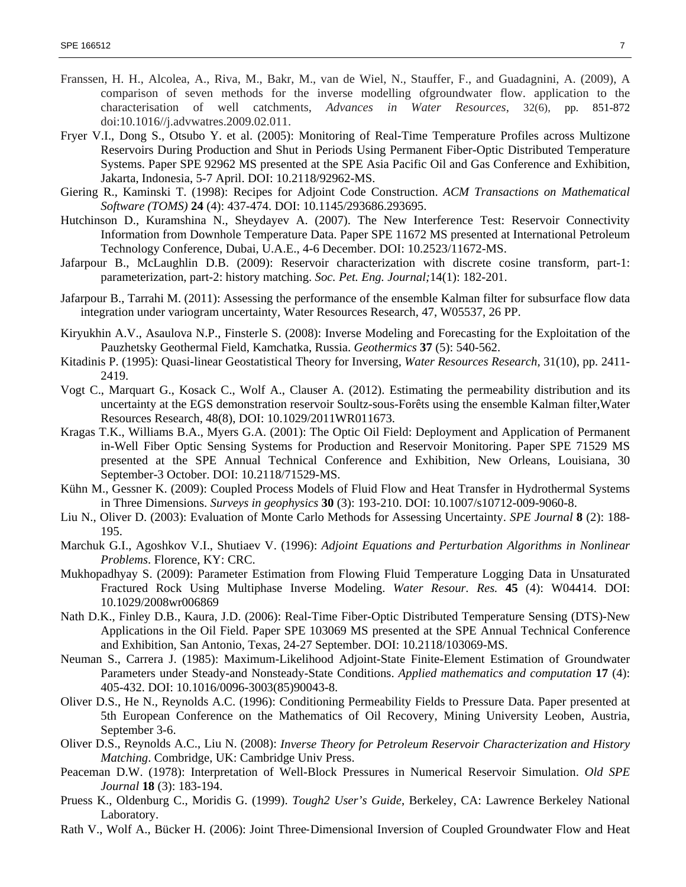Franssen, H. H., Alcolea, A., Riva, M., Bakr, M., van de Wiel, N., Stauffer, F., and Guadagnini, A. (2009), A comparison of seven methods for the inverse modelling ofgroundwater flow. application to the characterisation of well catchments, *Advances in Water Resources*, 32(6), pp. 851-872 doi:10.1016//j.advwatres.2009.02.011.

Fryer V.I., Dong S., Otsubo Y. et al. (2005): Monitoring of Real-Time Temperature Profiles across Multizone Reservoirs During Production and Shut in Periods Using Permanent Fiber-Optic Distributed Temperature Systems. Paper SPE 92962 MS presented at the SPE Asia Pacific Oil and Gas Conference and Exhibition, Jakarta, Indonesia, 5-7 April. DOI: 10.2118/92962-MS.

Giering R., Kaminski T. (1998): Recipes for Adjoint Code Construction. *ACM Transactions on Mathematical Software (TOMS)* **24** (4): 437-474. DOI: 10.1145/293686.293695.

Hutchinson D., Kuramshina N., Sheydayev A. (2007). The New Interference Test: Reservoir Connectivity Information from Downhole Temperature Data. Paper SPE 11672 MS presented at International Petroleum Technology Conference, Dubai, U.A.E., 4-6 December. DOI: 10.2523/11672-MS.

Jafarpour B., McLaughlin D.B. (2009): Reservoir characterization with discrete cosine transform, part-1: parameterization, part-2: history matching. *Soc. Pet. Eng. Journal;*14(1): 182-201.

Jafarpour B., Tarrahi M. (2011): Assessing the performance of the ensemble Kalman filter for subsurface flow data integration under variogram uncertainty, Water Resources Research, 47, W05537, 26 PP.

Kiryukhin A.V., Asaulova N.P., Finsterle S. (2008): Inverse Modeling and Forecasting for the Exploitation of the Pauzhetsky Geothermal Field, Kamchatka, Russia. *Geothermics* **37** (5): 540-562.

Kitadinis P. (1995): Quasi-linear Geostatistical Theory for Inversing, *Water Resources Research*, 31(10), pp. 2411-2419.

Vogt C., Marquart G., Kosack C., Wolf A., Clauser A. (2012). Estimating the permeability distribution and its uncertainty at the EGS demonstration reservoir Soultz-sous-Forêts using the ensemble Kalman filter,Water Resources Research, 48(8), DOI: 10.1029/2011WR011673.

Kragas T.K., Williams B.A., Myers G.A. (2001): The Optic Oil Field: Deployment and Application of Permanent in-Well Fiber Optic Sensing Systems for Production and Reservoir Monitoring. Paper SPE 71529 MS presented at the SPE Annual Technical Conference and Exhibition, New Orleans, Louisiana, 30 September-3 October. DOI: 10.2118/71529-MS.

Kühn M., Gessner K. (2009): Coupled Process Models of Fluid Flow and Heat Transfer in Hydrothermal Systems in Three Dimensions. *Surveys in geophysics* **30** (3): 193-210. DOI: 10.1007/s10712-009-9060-8.

Liu N., Oliver D. (2003): Evaluation of Monte Carlo Methods for Assessing Uncertainty. *SPE Journal* **8** (2): 188-195.

Marchuk G.I., Agoshkov V.I., Shutiaev V. (1996): *Adjoint Equations and Perturbation Algorithms in Nonlinear Problems*. Florence, KY: CRC.

Mukhopadhyay S. (2009): Parameter Estimation from Flowing Fluid Temperature Logging Data in Unsaturated Fractured Rock Using Multiphase Inverse Modeling. *Water Resour. Res.* **45** (4): W04414. DOI: 10.1029/2008wr006869

Nath D.K., Finley D.B., Kaura, J.D. (2006): Real-Time Fiber-Optic Distributed Temperature Sensing (DTS)-New Applications in the Oil Field. Paper SPE 103069 MS presented at the SPE Annual Technical Conference and Exhibition, San Antonio, Texas, 24-27 September. DOI: 10.2118/103069-MS.

Neuman S., Carrera J. (1985): Maximum-Likelihood Adjoint-State Finite-Element Estimation of Groundwater Parameters under Steady-and Nonsteady-State Conditions. *Applied mathematics and computation* **17** (4): 405-432. DOI: 10.1016/0096-3003(85)90043-8.

Oliver D.S., He N., Reynolds A.C. (1996): Conditioning Permeability Fields to Pressure Data. Paper presented at 5th European Conference on the Mathematics of Oil Recovery, Mining University Leoben, Austria, September 3-6.

Oliver D.S., Reynolds A.C., Liu N. (2008): *Inverse Theory for Petroleum Reservoir Characterization and History Matching*. Combridge, UK: Cambridge Univ Press.

Peaceman D.W. (1978): Interpretation of Well-Block Pressures in Numerical Reservoir Simulation. *Old SPE Journal* **18** (3): 183-194.

Pruess K., Oldenburg C., Moridis G. (1999). *Tough2 User's Guide*, Berkeley, CA: Lawrence Berkeley National Laboratory.

Rath V., Wolf A., Bücker H. (2006): Joint Three-Dimensional Inversion of Coupled Groundwater Flow and Heat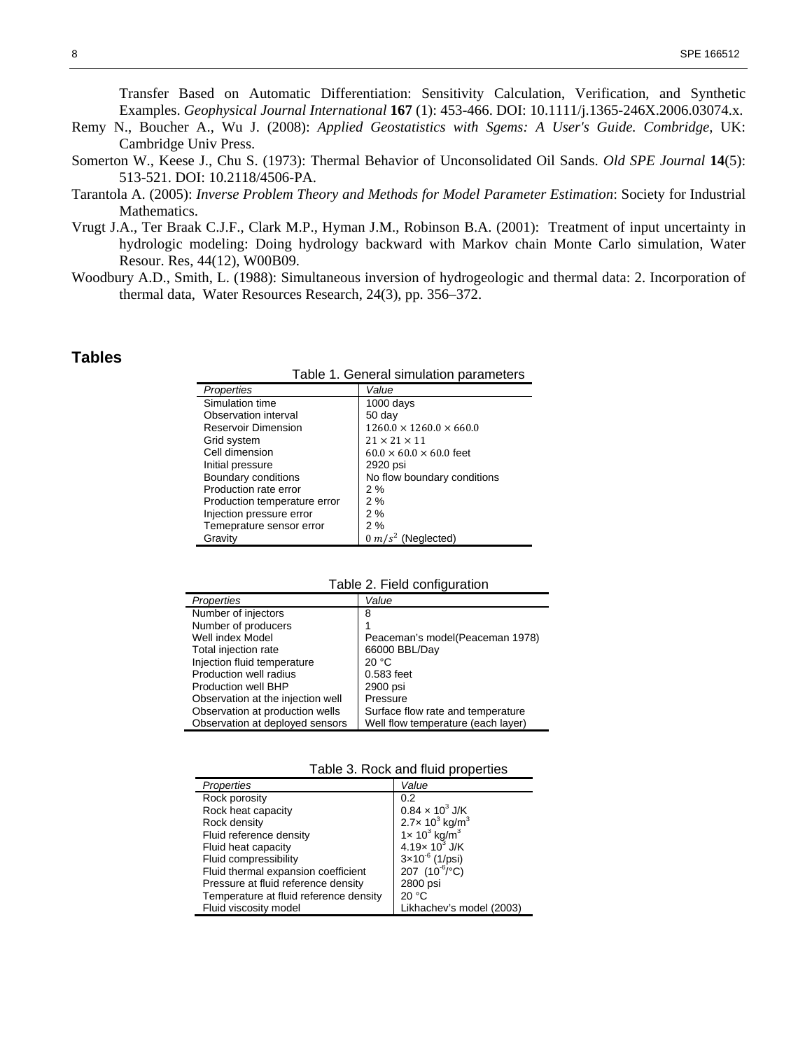Transfer Based on Automatic Differentiation: Sensitivity Calculation, Verification, and Synthetic Examples. *Geophysical Journal International* **167** (1): 453-466. DOI: 10.1111/j.1365-246X.2006.03074.x.

Remy N., Boucher A., Wu J. (2008): *Applied Geostatistics with Sgems: A User's Guide. Combridge,* UK: Cambridge Univ Press.

Somerton W., Keese J., Chu S. (1973): Thermal Behavior of Unconsolidated Oil Sands. *Old SPE Journal* **14**(5): 513-521. DOI: 10.2118/4506-PA.

Tarantola A. (2005): *Inverse Problem Theory and Methods for Model Parameter Estimation*: Society for Industrial Mathematics.

Vrugt J.A., Ter Braak C.J.F., Clark M.P., Hyman J.M., Robinson B.A. (2001): Treatment of input uncertainty in hydrologic modeling: Doing hydrology backward with Markov chain Monte Carlo simulation, Water Resour. Res, 44(12), W00B09.

Woodbury A.D., Smith, L. (1988): Simultaneous inversion of hydrogeologic and thermal data: 2. Incorporation of thermal data, Water Resources Research, 24(3), pp. 356–372.

## Tables

Table 1. General simulation parameters

| *Properties* | *Value* |
|---|---|
| Simulation time | 1000 days |
| Observation interval | 50 day |
| Reservoir Dimension | $1260.0 \times 1260.0 \times 660.0$ |
| Grid system | $21 \times 21 \times 11$ |
| Cell dimension | $60.0 \times 60.0 \times 60.0$ feet |
| Initial pressure | 2920 psi |
| Boundary conditions | No flow boundary conditions |
| Production rate error | 2 % |
| Production temperature error | 2 % |
| Injection pressure error | 2 % |
| Temeprature sensor error | 2 % |
| Gravity | $0\ m/s^2$ (Neglected) |

Table 2. Field configuration

| *Properties* | *Value* |
|---|---|
| Number of injectors | 8 |
| Number of producers | 1 |
| Well index Model | Peaceman's model(Peaceman 1978) |
| Total injection rate | 66000 BBL/Day |
| Injection fluid temperature | 20 °C |
| Production well radius | 0.583 feet |
| Production well BHP | 2900 psi |
| Observation at the injection well | Pressure |
| Observation at production wells | Surface flow rate and temperature |
| Observation at deployed sensors | Well flow temperature (each layer) |

Table 3. Rock and fluid properties

| *Properties* | *Value* |
|---|---|
| Rock porosity | 0.2 |
| Rock heat capacity | $0.84 \times 10^3$ J/K |
| Rock density | $2.7\times 10^3$ kg/m$^3$ |
| Fluid reference density | $1\times 10^3$ kg/m$^3$ |
| Fluid heat capacity | $4.19\times 10^3$ J/K |
| Fluid compressibility | $3\times10^{-6}$ (1/psi) |
| Fluid thermal expansion coefficient | 207 ($10^{-6}$/°C) |
| Pressure at fluid reference density | 2800 psi |
| Temperature at fluid reference density | 20 °C |
| Fluid viscosity model | Likhachev's model (2003) |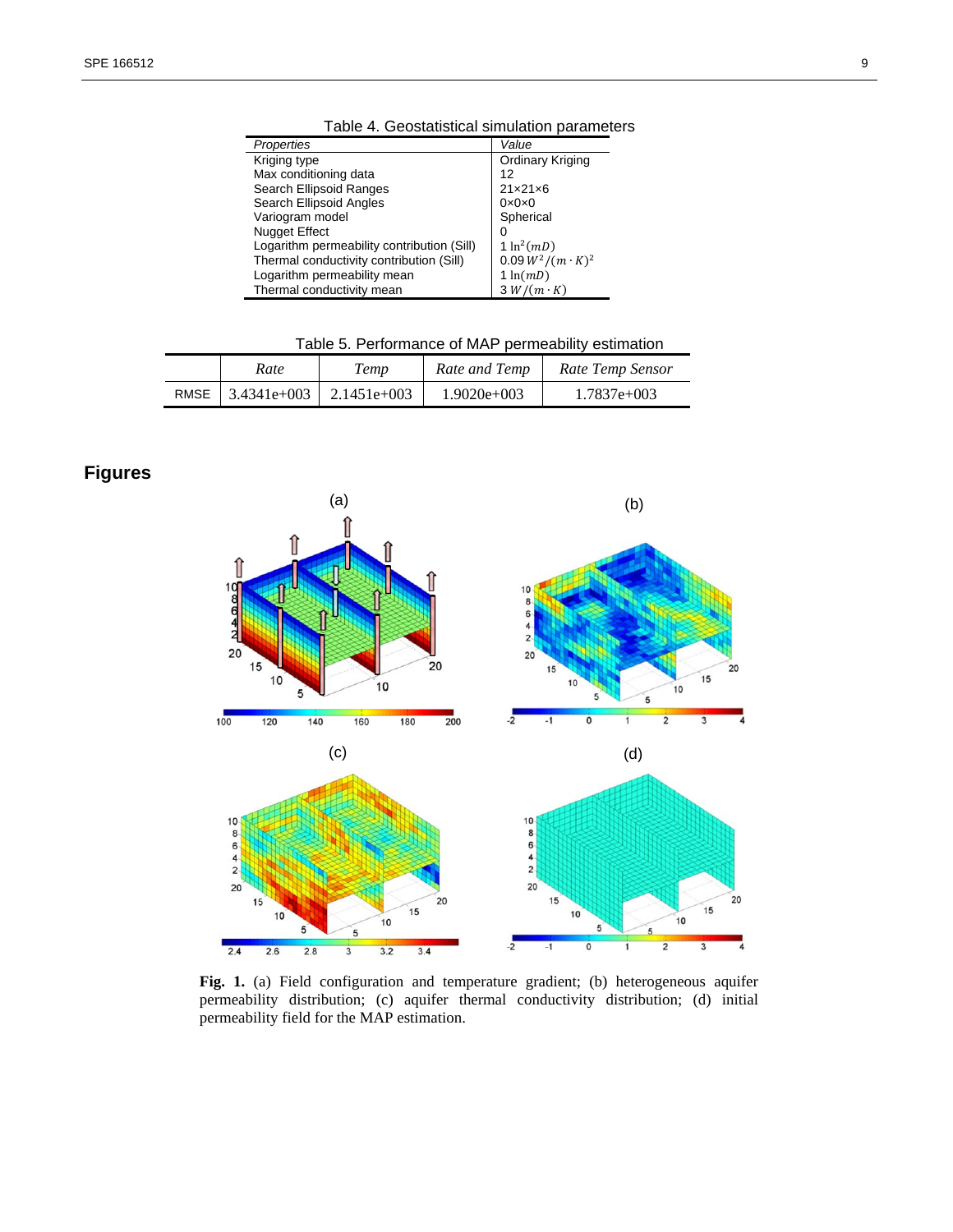Table 4. Geostatistical simulation parameters

| *Properties* | *Value* |
|---|---|
| Kriging type | Ordinary Kriging |
| Max conditioning data | 12 |
| Search Ellipsoid Ranges | 21×21×6 |
| Search Ellipsoid Angles | 0×0×0 |
| Variogram model | Spherical |
| Nugget Effect | 0 |
| Logarithm permeability contribution (Sill) | 1 $\ln^2(mD)$ |
| Thermal conductivity contribution (Sill) | 0.09 $W^2/(m \cdot K)^2$ |
| Logarithm permeability mean | 1 $\ln(mD)$ |
| Thermal conductivity mean | 3 $W/(m \cdot K)$ |

Table 5. Performance of MAP permeability estimation

| | *Rate* | *Temp* | *Rate and Temp* | *Rate Temp Sensor* |
|---|---|---|---|---|
| RMSE | 3.4341e+003 | 2.1451e+003 | 1.9020e+003 | 1.7837e+003 |

## Figures

**Fig. 1.** (a) Field configuration and temperature gradient; (b) heterogeneous aquifer permeability distribution; (c) aquifer thermal conductivity distribution; (d) initial permeability field for the MAP estimation.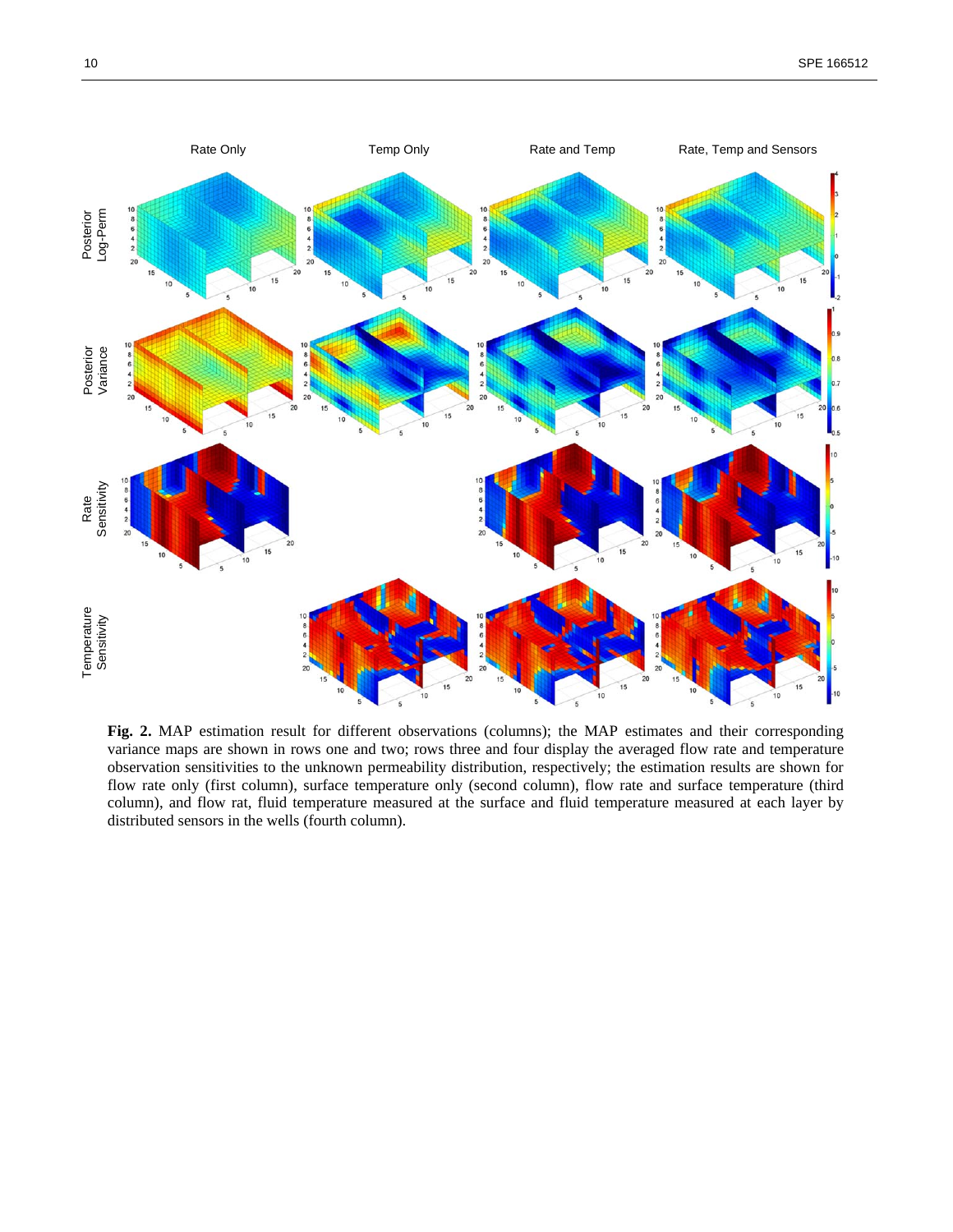**Fig. 2.** MAP estimation result for different observations (columns); the MAP estimates and their corresponding variance maps are shown in rows one and two; rows three and four display the averaged flow rate and temperature observation sensitivities to the unknown permeability distribution, respectively; the estimation results are shown for flow rate only (first column), surface temperature only (second column), flow rate and surface temperature (third column), and flow rat, fluid temperature measured at the surface and fluid temperature measured at each layer by distributed sensors in the wells (fourth column).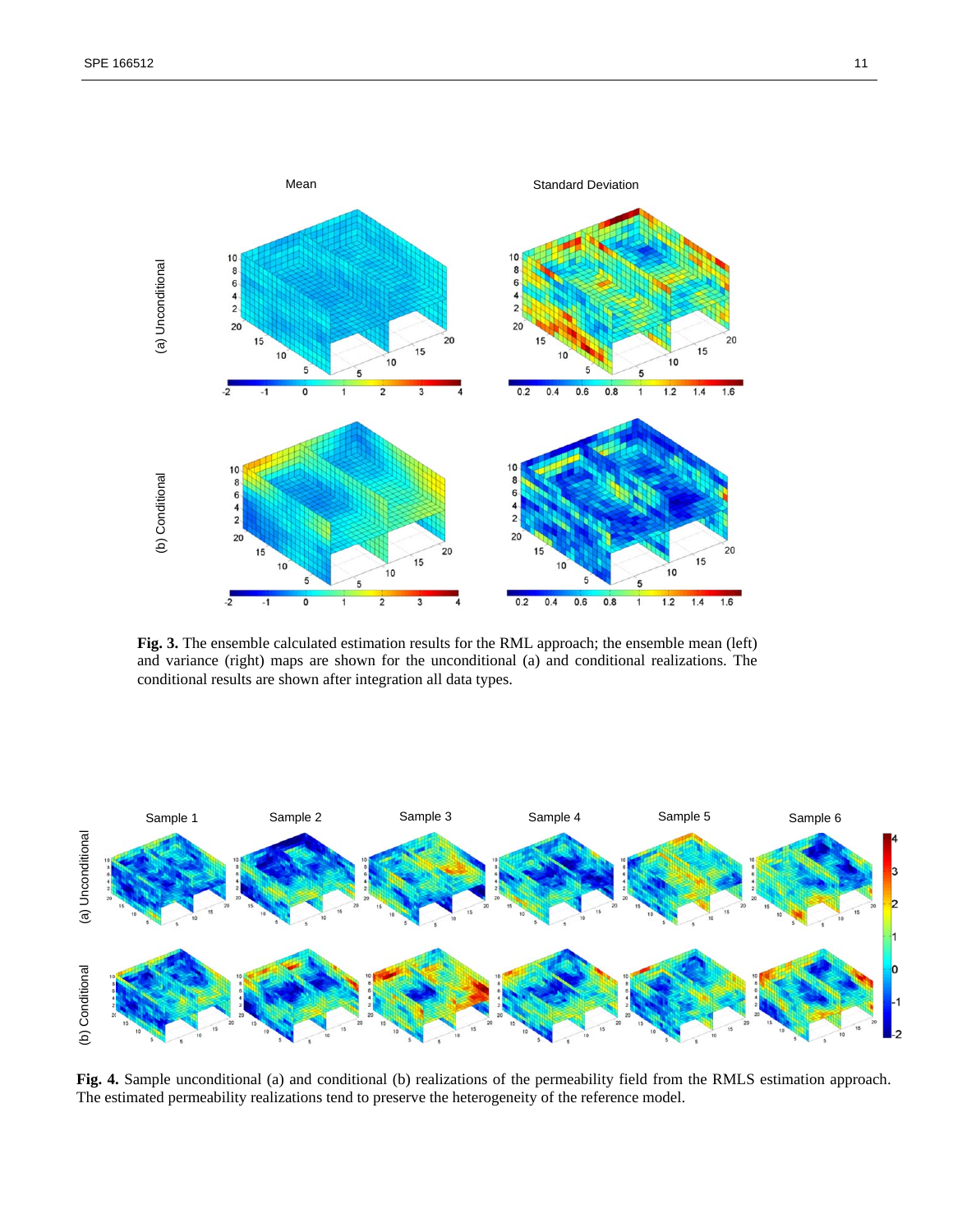Mean

Standard Deviation

(a) Unconditional

(b) Conditional

-2 -1 0 1 2 3 4

0.2 0.4 0.6 0.8 1 1.2 1.4 1.6

**Fig. 3.** The ensemble calculated estimation results for the RML approach; the ensemble mean (left) and variance (right) maps are shown for the unconditional (a) and conditional realizations. The conditional results are shown after integration all data types.

Sample 1 Sample 2 Sample 3 Sample 4 Sample 5 Sample 6

(a) Unconditional

(b) Conditional

4 3 2 1 0 -1 -2

**Fig. 4.** Sample unconditional (a) and conditional (b) realizations of the permeability field from the RMLS estimation approach. The estimated permeability realizations tend to preserve the heterogeneity of the reference model.